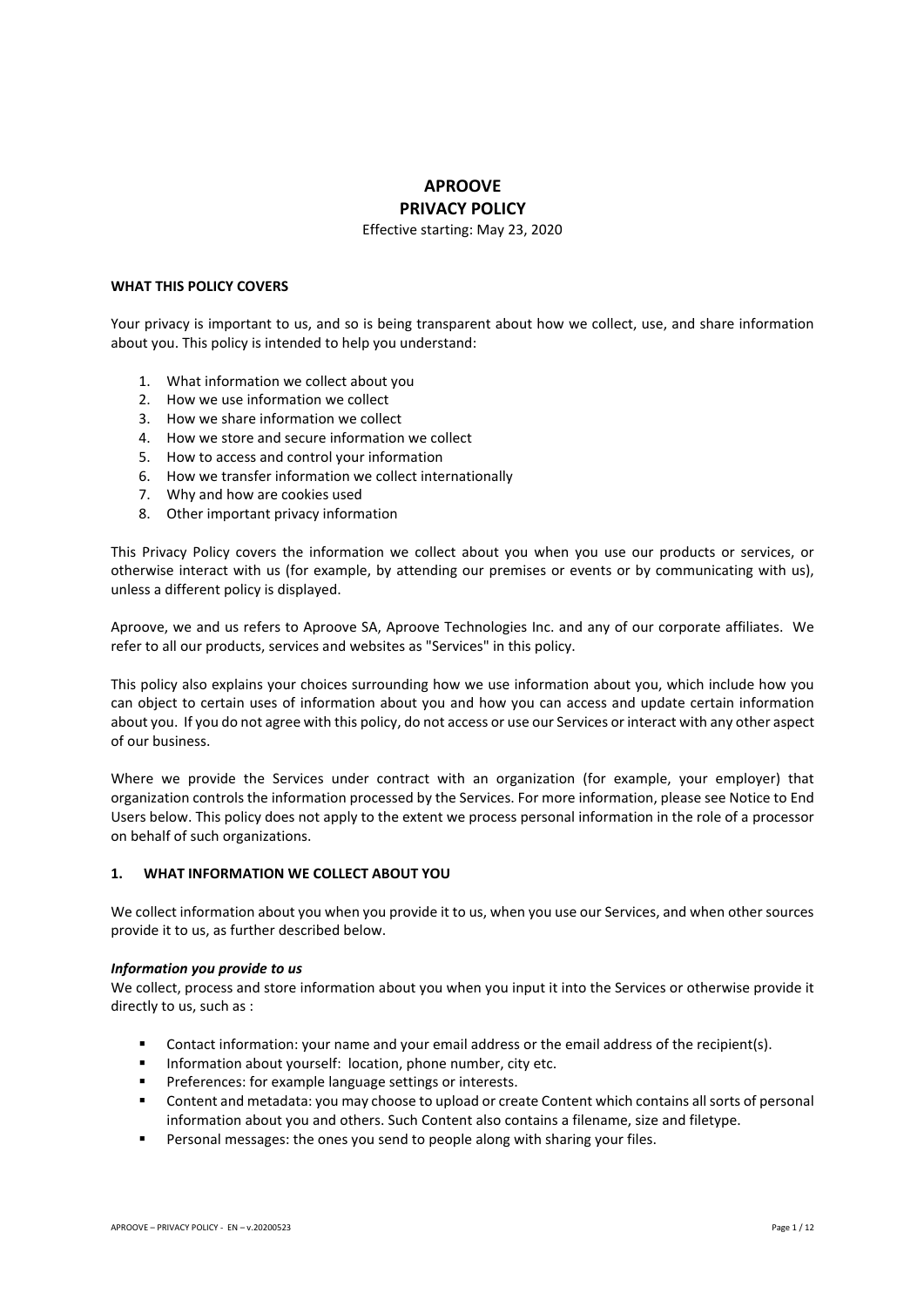# APROOVE
# PRIVACY POLICY

Effective starting: May 23, 2020

**WHAT THIS POLICY COVERS**

Your privacy is important to us, and so is being transparent about how we collect, use, and share information about you. This policy is intended to help you understand:

1. What information we collect about you
2. How we use information we collect
3. How we share information we collect
4. How we store and secure information we collect
5. How to access and control your information
6. How we transfer information we collect internationally
7. Why and how are cookies used
8. Other important privacy information

This Privacy Policy covers the information we collect about you when you use our products or services, or otherwise interact with us (for example, by attending our premises or events or by communicating with us), unless a different policy is displayed.

Aproove, we and us refers to Aproove SA, Aproove Technologies Inc. and any of our corporate affiliates. We refer to all our products, services and websites as "Services" in this policy.

This policy also explains your choices surrounding how we use information about you, which include how you can object to certain uses of information about you and how you can access and update certain information about you. If you do not agree with this policy, do not access or use our Services or interact with any other aspect of our business.

Where we provide the Services under contract with an organization (for example, your employer) that organization controls the information processed by the Services. For more information, please see Notice to End Users below. This policy does not apply to the extent we process personal information in the role of a processor on behalf of such organizations.

## 1. WHAT INFORMATION WE COLLECT ABOUT YOU

We collect information about you when you provide it to us, when you use our Services, and when other sources provide it to us, as further described below.

***Information you provide to us***

We collect, process and store information about you when you input it into the Services or otherwise provide it directly to us, such as :

- Contact information: your name and your email address or the email address of the recipient(s).
- Information about yourself: location, phone number, city etc.
- Preferences: for example language settings or interests.
- Content and metadata: you may choose to upload or create Content which contains all sorts of personal information about you and others. Such Content also contains a filename, size and filetype.
- Personal messages: the ones you send to people along with sharing your files.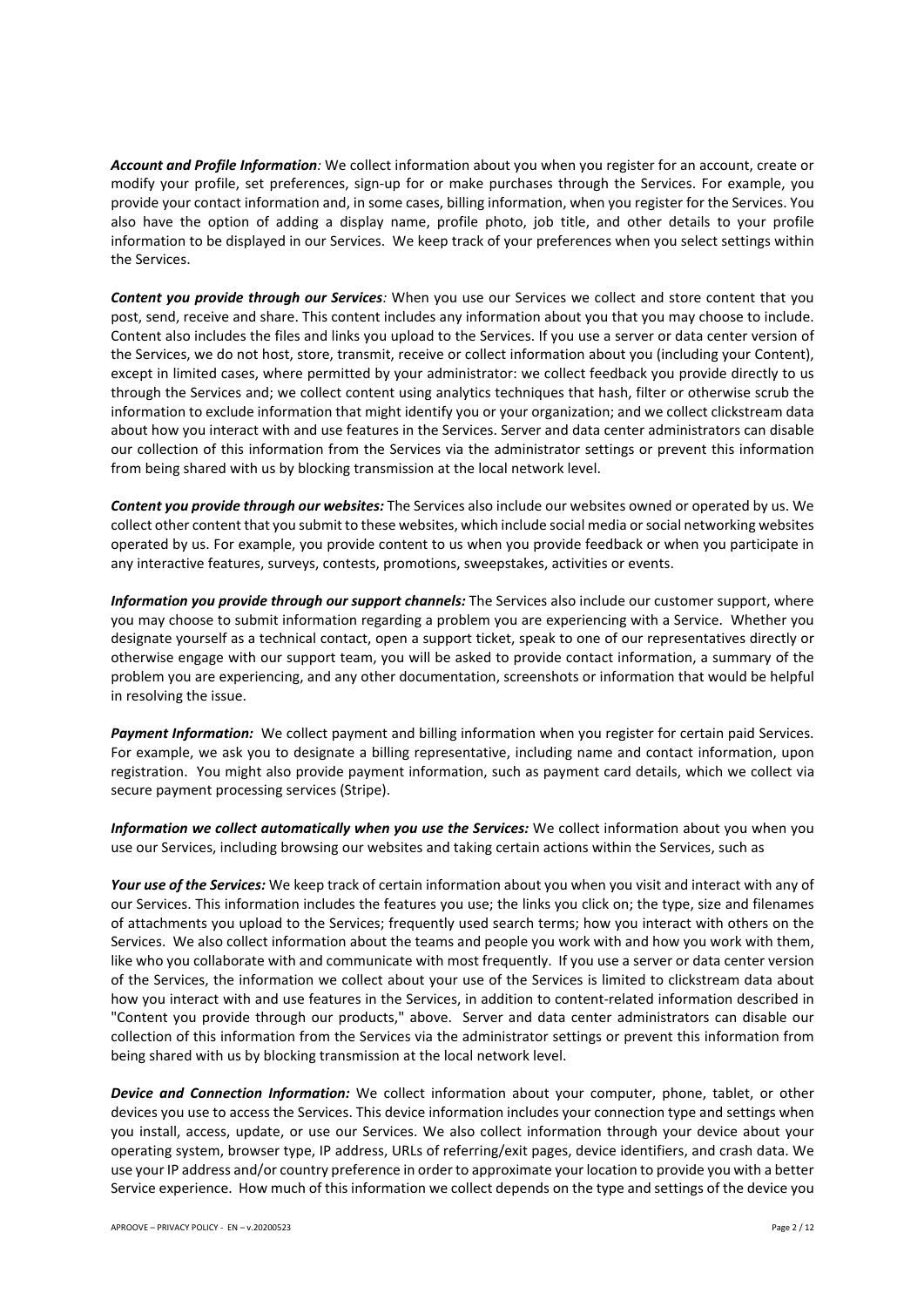***Account and Profile Information**:* We collect information about you when you register for an account, create or modify your profile, set preferences, sign-up for or make purchases through the Services. For example, you provide your contact information and, in some cases, billing information, when you register for the Services. You also have the option of adding a display name, profile photo, job title, and other details to your profile information to be displayed in our Services. We keep track of your preferences when you select settings within the Services.

***Content you provide through our Services**:* When you use our Services we collect and store content that you post, send, receive and share. This content includes any information about you that you may choose to include. Content also includes the files and links you upload to the Services. If you use a server or data center version of the Services, we do not host, store, transmit, receive or collect information about you (including your Content), except in limited cases, where permitted by your administrator: we collect feedback you provide directly to us through the Services and; we collect content using analytics techniques that hash, filter or otherwise scrub the information to exclude information that might identify you or your organization; and we collect clickstream data about how you interact with and use features in the Services. Server and data center administrators can disable our collection of this information from the Services via the administrator settings or prevent this information from being shared with us by blocking transmission at the local network level.

***Content you provide through our websites:*** The Services also include our websites owned or operated by us. We collect other content that you submit to these websites, which include social media or social networking websites operated by us. For example, you provide content to us when you provide feedback or when you participate in any interactive features, surveys, contests, promotions, sweepstakes, activities or events.

***Information you provide through our support channels:*** The Services also include our customer support, where you may choose to submit information regarding a problem you are experiencing with a Service. Whether you designate yourself as a technical contact, open a support ticket, speak to one of our representatives directly or otherwise engage with our support team, you will be asked to provide contact information, a summary of the problem you are experiencing, and any other documentation, screenshots or information that would be helpful in resolving the issue.

***Payment Information:*** We collect payment and billing information when you register for certain paid Services. For example, we ask you to designate a billing representative, including name and contact information, upon registration. You might also provide payment information, such as payment card details, which we collect via secure payment processing services (Stripe).

***Information we collect automatically when you use the Services:*** We collect information about you when you use our Services, including browsing our websites and taking certain actions within the Services, such as

***Your use of the Services:*** We keep track of certain information about you when you visit and interact with any of our Services. This information includes the features you use; the links you click on; the type, size and filenames of attachments you upload to the Services; frequently used search terms; how you interact with others on the Services. We also collect information about the teams and people you work with and how you work with them, like who you collaborate with and communicate with most frequently. If you use a server or data center version of the Services, the information we collect about your use of the Services is limited to clickstream data about how you interact with and use features in the Services, in addition to content-related information described in "Content you provide through our products," above. Server and data center administrators can disable our collection of this information from the Services via the administrator settings or prevent this information from being shared with us by blocking transmission at the local network level.

***Device and Connection Information:*** We collect information about your computer, phone, tablet, or other devices you use to access the Services. This device information includes your connection type and settings when you install, access, update, or use our Services. We also collect information through your device about your operating system, browser type, IP address, URLs of referring/exit pages, device identifiers, and crash data. We use your IP address and/or country preference in order to approximate your location to provide you with a better Service experience. How much of this information we collect depends on the type and settings of the device you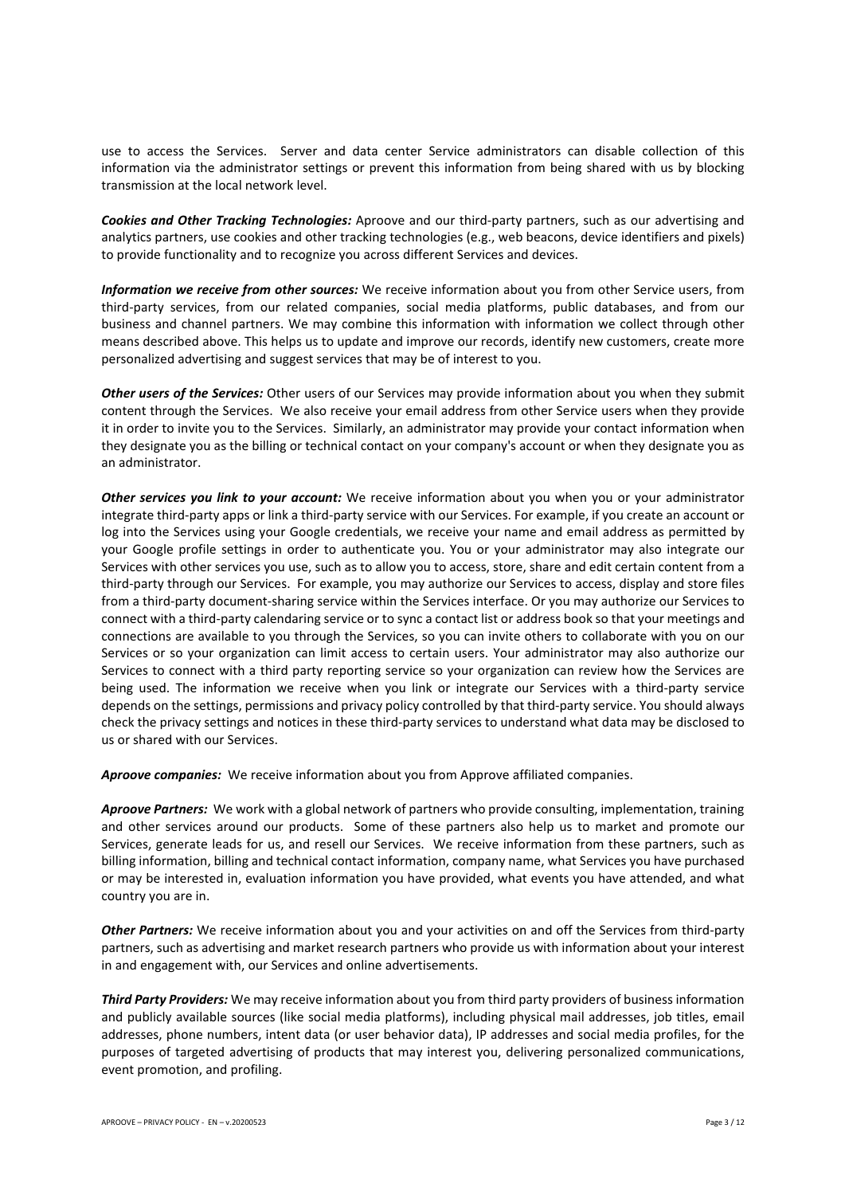use to access the Services. Server and data center Service administrators can disable collection of this information via the administrator settings or prevent this information from being shared with us by blocking transmission at the local network level.

***Cookies and Other Tracking Technologies:*** Aproove and our third-party partners, such as our advertising and analytics partners, use cookies and other tracking technologies (e.g., web beacons, device identifiers and pixels) to provide functionality and to recognize you across different Services and devices.

***Information we receive from other sources:*** We receive information about you from other Service users, from third-party services, from our related companies, social media platforms, public databases, and from our business and channel partners. We may combine this information with information we collect through other means described above. This helps us to update and improve our records, identify new customers, create more personalized advertising and suggest services that may be of interest to you.

***Other users of the Services:*** Other users of our Services may provide information about you when they submit content through the Services. We also receive your email address from other Service users when they provide it in order to invite you to the Services. Similarly, an administrator may provide your contact information when they designate you as the billing or technical contact on your company's account or when they designate you as an administrator.

***Other services you link to your account:*** We receive information about you when you or your administrator integrate third-party apps or link a third-party service with our Services. For example, if you create an account or log into the Services using your Google credentials, we receive your name and email address as permitted by your Google profile settings in order to authenticate you. You or your administrator may also integrate our Services with other services you use, such as to allow you to access, store, share and edit certain content from a third-party through our Services. For example, you may authorize our Services to access, display and store files from a third-party document-sharing service within the Services interface. Or you may authorize our Services to connect with a third-party calendaring service or to sync a contact list or address book so that your meetings and connections are available to you through the Services, so you can invite others to collaborate with you on our Services or so your organization can limit access to certain users. Your administrator may also authorize our Services to connect with a third party reporting service so your organization can review how the Services are being used. The information we receive when you link or integrate our Services with a third-party service depends on the settings, permissions and privacy policy controlled by that third-party service. You should always check the privacy settings and notices in these third-party services to understand what data may be disclosed to us or shared with our Services.

***Aproove companies:*** We receive information about you from Approve affiliated companies.

***Aproove Partners:*** We work with a global network of partners who provide consulting, implementation, training and other services around our products. Some of these partners also help us to market and promote our Services, generate leads for us, and resell our Services. We receive information from these partners, such as billing information, billing and technical contact information, company name, what Services you have purchased or may be interested in, evaluation information you have provided, what events you have attended, and what country you are in.

***Other Partners:*** We receive information about you and your activities on and off the Services from third-party partners, such as advertising and market research partners who provide us with information about your interest in and engagement with, our Services and online advertisements.

***Third Party Providers:*** We may receive information about you from third party providers of business information and publicly available sources (like social media platforms), including physical mail addresses, job titles, email addresses, phone numbers, intent data (or user behavior data), IP addresses and social media profiles, for the purposes of targeted advertising of products that may interest you, delivering personalized communications, event promotion, and profiling.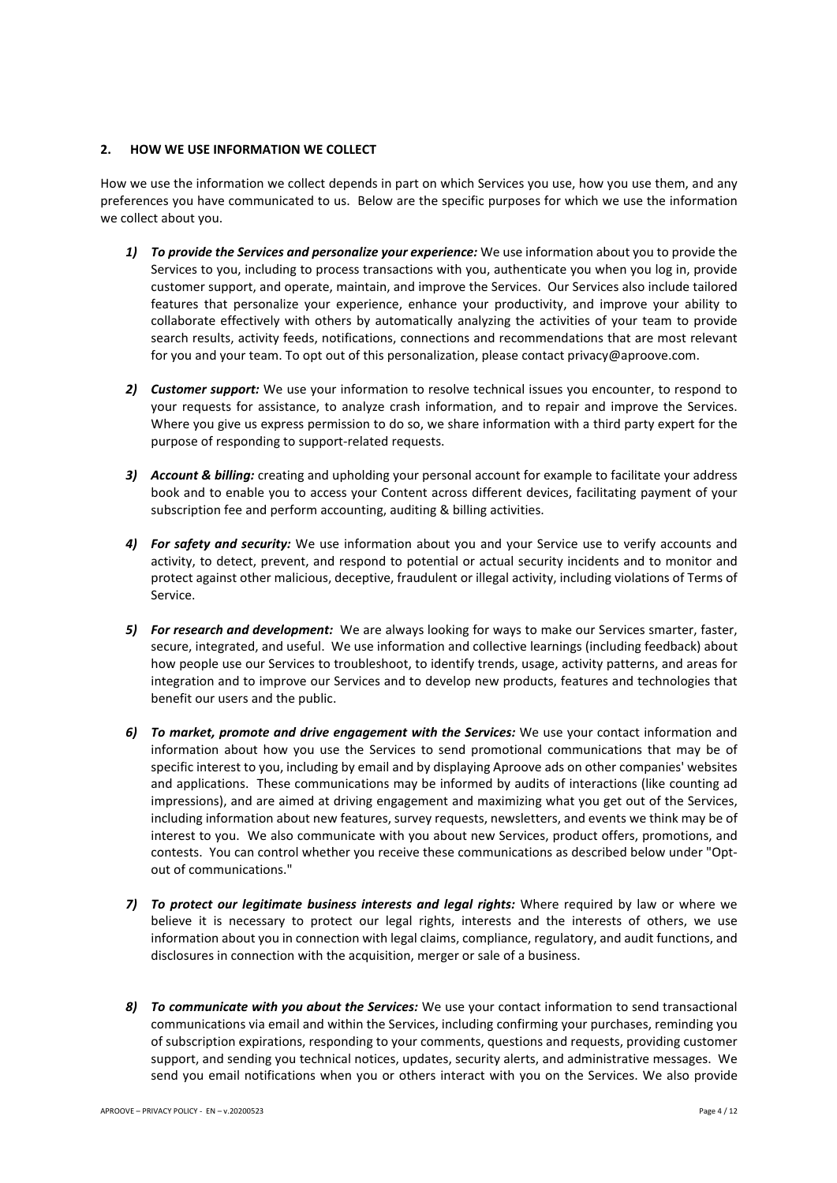## 2. HOW WE USE INFORMATION WE COLLECT

How we use the information we collect depends in part on which Services you use, how you use them, and any preferences you have communicated to us. Below are the specific purposes for which we use the information we collect about you.

1) ***To provide the Services and personalize your experience:*** We use information about you to provide the Services to you, including to process transactions with you, authenticate you when you log in, provide customer support, and operate, maintain, and improve the Services. Our Services also include tailored features that personalize your experience, enhance your productivity, and improve your ability to collaborate effectively with others by automatically analyzing the activities of your team to provide search results, activity feeds, notifications, connections and recommendations that are most relevant for you and your team. To opt out of this personalization, please contact privacy@aproove.com.

2) ***Customer support:*** We use your information to resolve technical issues you encounter, to respond to your requests for assistance, to analyze crash information, and to repair and improve the Services. Where you give us express permission to do so, we share information with a third party expert for the purpose of responding to support-related requests.

3) ***Account & billing:*** creating and upholding your personal account for example to facilitate your address book and to enable you to access your Content across different devices, facilitating payment of your subscription fee and perform accounting, auditing & billing activities.

4) ***For safety and security:*** We use information about you and your Service use to verify accounts and activity, to detect, prevent, and respond to potential or actual security incidents and to monitor and protect against other malicious, deceptive, fraudulent or illegal activity, including violations of Terms of Service.

5) ***For research and development:*** We are always looking for ways to make our Services smarter, faster, secure, integrated, and useful. We use information and collective learnings (including feedback) about how people use our Services to troubleshoot, to identify trends, usage, activity patterns, and areas for integration and to improve our Services and to develop new products, features and technologies that benefit our users and the public.

6) ***To market, promote and drive engagement with the Services:*** We use your contact information and information about how you use the Services to send promotional communications that may be of specific interest to you, including by email and by displaying Aproove ads on other companies' websites and applications. These communications may be informed by audits of interactions (like counting ad impressions), and are aimed at driving engagement and maximizing what you get out of the Services, including information about new features, survey requests, newsletters, and events we think may be of interest to you. We also communicate with you about new Services, product offers, promotions, and contests. You can control whether you receive these communications as described below under "Opt-out of communications."

7) ***To protect our legitimate business interests and legal rights:*** Where required by law or where we believe it is necessary to protect our legal rights, interests and the interests of others, we use information about you in connection with legal claims, compliance, regulatory, and audit functions, and disclosures in connection with the acquisition, merger or sale of a business.

8) ***To communicate with you about the Services:*** We use your contact information to send transactional communications via email and within the Services, including confirming your purchases, reminding you of subscription expirations, responding to your comments, questions and requests, providing customer support, and sending you technical notices, updates, security alerts, and administrative messages. We send you email notifications when you or others interact with you on the Services. We also provide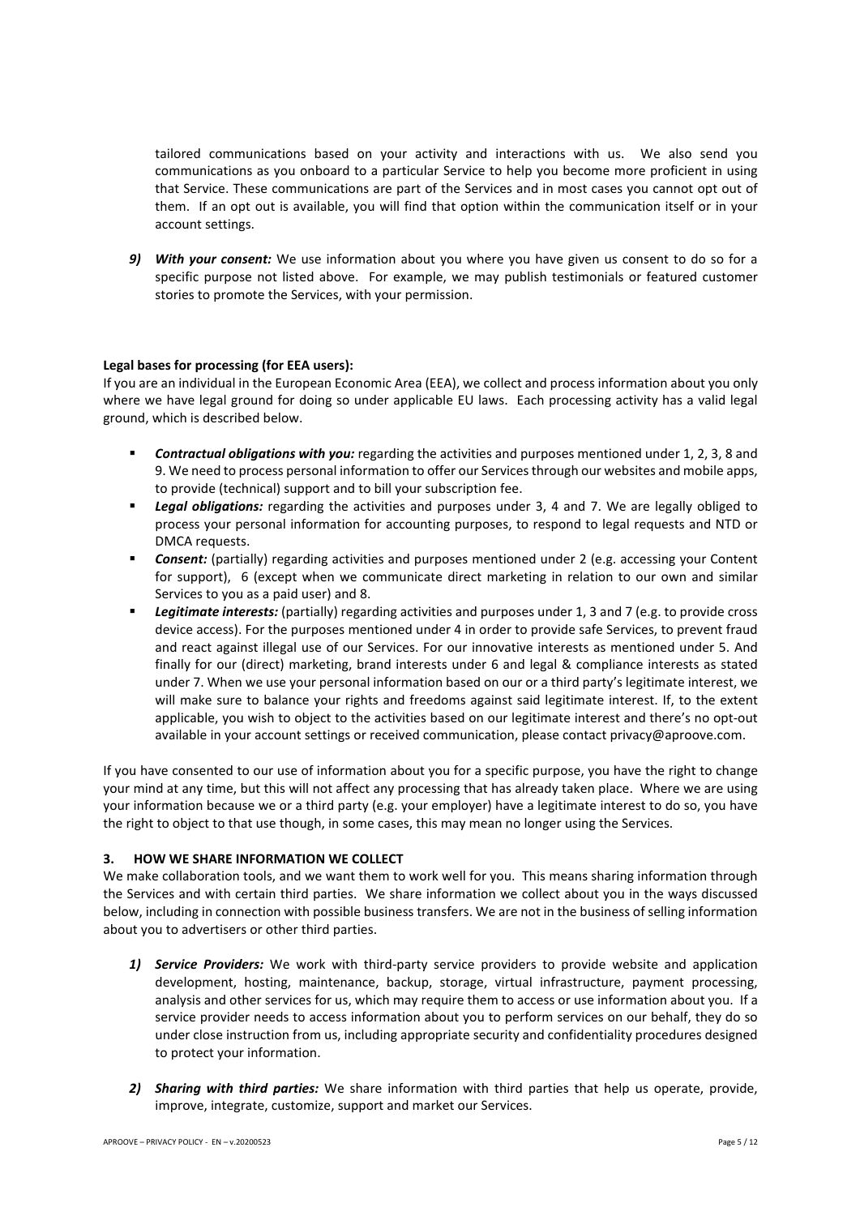tailored communications based on your activity and interactions with us. We also send you communications as you onboard to a particular Service to help you become more proficient in using that Service. These communications are part of the Services and in most cases you cannot opt out of them. If an opt out is available, you will find that option within the communication itself or in your account settings.

9) ***With your consent:*** We use information about you where you have given us consent to do so for a specific purpose not listed above. For example, we may publish testimonials or featured customer stories to promote the Services, with your permission.

**Legal bases for processing (for EEA users):**

If you are an individual in the European Economic Area (EEA), we collect and process information about you only where we have legal ground for doing so under applicable EU laws. Each processing activity has a valid legal ground, which is described below.

- ***Contractual obligations with you:*** regarding the activities and purposes mentioned under 1, 2, 3, 8 and 9. We need to process personal information to offer our Services through our websites and mobile apps, to provide (technical) support and to bill your subscription fee.
- ***Legal obligations:*** regarding the activities and purposes under 3, 4 and 7. We are legally obliged to process your personal information for accounting purposes, to respond to legal requests and NTD or DMCA requests.
- ***Consent:*** (partially) regarding activities and purposes mentioned under 2 (e.g. accessing your Content for support), 6 (except when we communicate direct marketing in relation to our own and similar Services to you as a paid user) and 8.
- ***Legitimate interests:*** (partially) regarding activities and purposes under 1, 3 and 7 (e.g. to provide cross device access). For the purposes mentioned under 4 in order to provide safe Services, to prevent fraud and react against illegal use of our Services. For our innovative interests as mentioned under 5. And finally for our (direct) marketing, brand interests under 6 and legal & compliance interests as stated under 7. When we use your personal information based on our or a third party's legitimate interest, we will make sure to balance your rights and freedoms against said legitimate interest. If, to the extent applicable, you wish to object to the activities based on our legitimate interest and there's no opt-out available in your account settings or received communication, please contact privacy@aproove.com.

If you have consented to our use of information about you for a specific purpose, you have the right to change your mind at any time, but this will not affect any processing that has already taken place. Where we are using your information because we or a third party (e.g. your employer) have a legitimate interest to do so, you have the right to object to that use though, in some cases, this may mean no longer using the Services.

## 3. HOW WE SHARE INFORMATION WE COLLECT

We make collaboration tools, and we want them to work well for you. This means sharing information through the Services and with certain third parties. We share information we collect about you in the ways discussed below, including in connection with possible business transfers. We are not in the business of selling information about you to advertisers or other third parties.

1) ***Service Providers:*** We work with third-party service providers to provide website and application development, hosting, maintenance, backup, storage, virtual infrastructure, payment processing, analysis and other services for us, which may require them to access or use information about you. If a service provider needs to access information about you to perform services on our behalf, they do so under close instruction from us, including appropriate security and confidentiality procedures designed to protect your information.

2) ***Sharing with third parties:*** We share information with third parties that help us operate, provide, improve, integrate, customize, support and market our Services.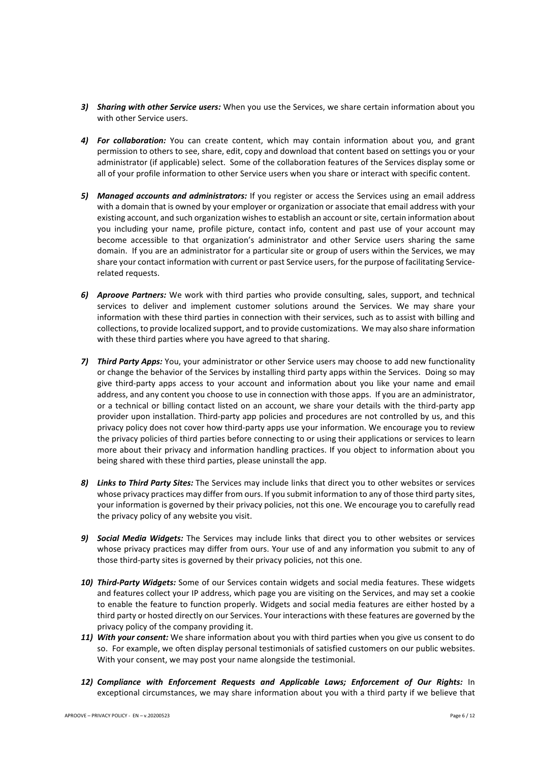3) ***Sharing with other Service users:*** When you use the Services, we share certain information about you with other Service users.

4) ***For collaboration:*** You can create content, which may contain information about you, and grant permission to others to see, share, edit, copy and download that content based on settings you or your administrator (if applicable) select. Some of the collaboration features of the Services display some or all of your profile information to other Service users when you share or interact with specific content.

5) ***Managed accounts and administrators:*** If you register or access the Services using an email address with a domain that is owned by your employer or organization or associate that email address with your existing account, and such organization wishes to establish an account or site, certain information about you including your name, profile picture, contact info, content and past use of your account may become accessible to that organization's administrator and other Service users sharing the same domain. If you are an administrator for a particular site or group of users within the Services, we may share your contact information with current or past Service users, for the purpose of facilitating Service-related requests.

6) ***Aproove Partners:*** We work with third parties who provide consulting, sales, support, and technical services to deliver and implement customer solutions around the Services. We may share your information with these third parties in connection with their services, such as to assist with billing and collections, to provide localized support, and to provide customizations. We may also share information with these third parties where you have agreed to that sharing.

7) ***Third Party Apps:*** You, your administrator or other Service users may choose to add new functionality or change the behavior of the Services by installing third party apps within the Services. Doing so may give third-party apps access to your account and information about you like your name and email address, and any content you choose to use in connection with those apps. If you are an administrator, or a technical or billing contact listed on an account, we share your details with the third-party app provider upon installation. Third-party app policies and procedures are not controlled by us, and this privacy policy does not cover how third-party apps use your information. We encourage you to review the privacy policies of third parties before connecting to or using their applications or services to learn more about their privacy and information handling practices. If you object to information about you being shared with these third parties, please uninstall the app.

8) ***Links to Third Party Sites:*** The Services may include links that direct you to other websites or services whose privacy practices may differ from ours. If you submit information to any of those third party sites, your information is governed by their privacy policies, not this one. We encourage you to carefully read the privacy policy of any website you visit.

9) ***Social Media Widgets:*** The Services may include links that direct you to other websites or services whose privacy practices may differ from ours. Your use of and any information you submit to any of those third-party sites is governed by their privacy policies, not this one.

10) ***Third-Party Widgets:*** Some of our Services contain widgets and social media features. These widgets and features collect your IP address, which page you are visiting on the Services, and may set a cookie to enable the feature to function properly. Widgets and social media features are either hosted by a third party or hosted directly on our Services. Your interactions with these features are governed by the privacy policy of the company providing it.

11) ***With your consent:*** We share information about you with third parties when you give us consent to do so. For example, we often display personal testimonials of satisfied customers on our public websites. With your consent, we may post your name alongside the testimonial.

12) ***Compliance with Enforcement Requests and Applicable Laws; Enforcement of Our Rights:*** In exceptional circumstances, we may share information about you with a third party if we believe that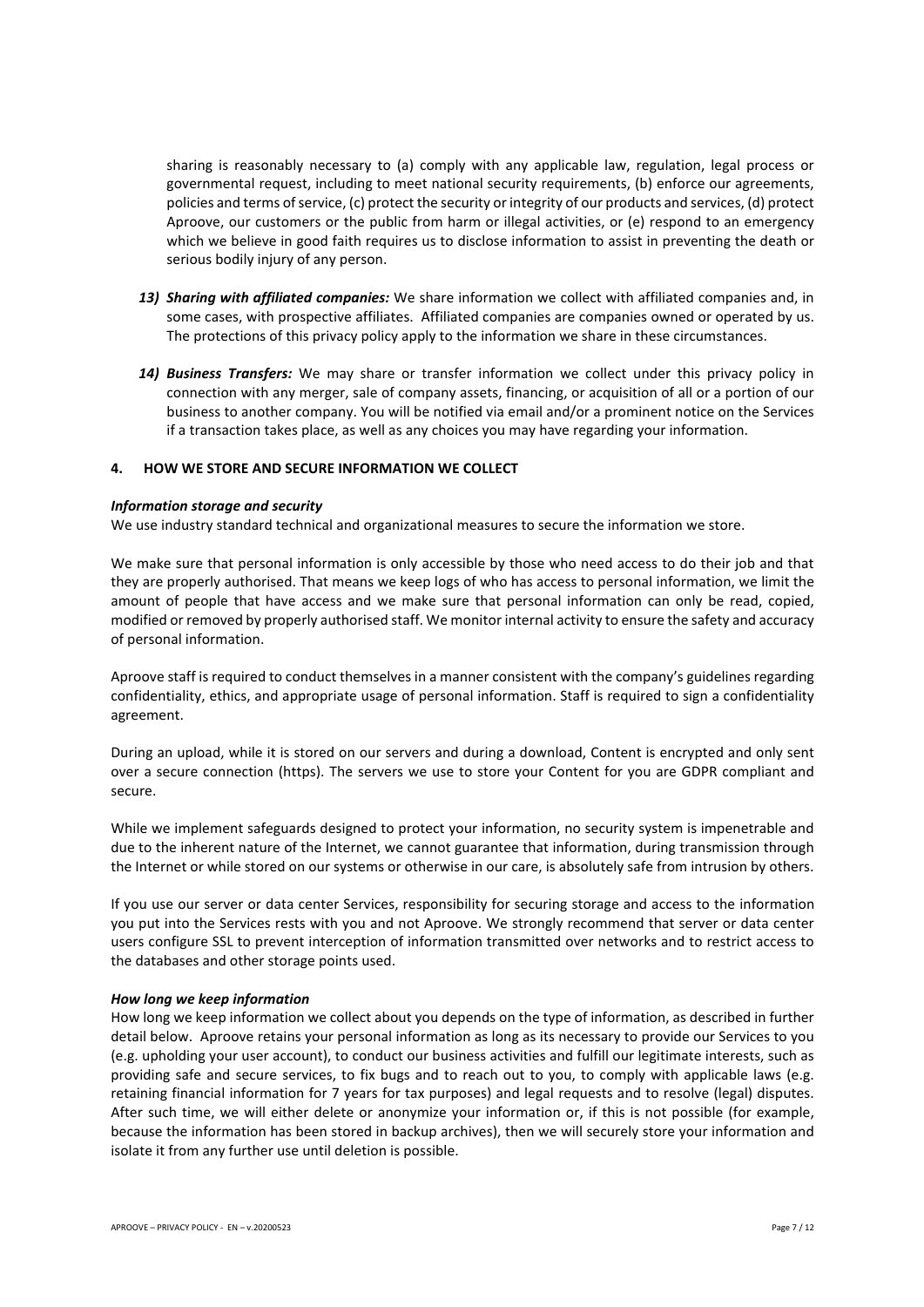sharing is reasonably necessary to (a) comply with any applicable law, regulation, legal process or governmental request, including to meet national security requirements, (b) enforce our agreements, policies and terms of service, (c) protect the security or integrity of our products and services, (d) protect Aproove, our customers or the public from harm or illegal activities, or (e) respond to an emergency which we believe in good faith requires us to disclose information to assist in preventing the death or serious bodily injury of any person.

13) ***Sharing with affiliated companies:*** We share information we collect with affiliated companies and, in some cases, with prospective affiliates. Affiliated companies are companies owned or operated by us. The protections of this privacy policy apply to the information we share in these circumstances.

14) ***Business Transfers:*** We may share or transfer information we collect under this privacy policy in connection with any merger, sale of company assets, financing, or acquisition of all or a portion of our business to another company. You will be notified via email and/or a prominent notice on the Services if a transaction takes place, as well as any choices you may have regarding your information.

## 4. HOW WE STORE AND SECURE INFORMATION WE COLLECT

***Information storage and security***

We use industry standard technical and organizational measures to secure the information we store.

We make sure that personal information is only accessible by those who need access to do their job and that they are properly authorised. That means we keep logs of who has access to personal information, we limit the amount of people that have access and we make sure that personal information can only be read, copied, modified or removed by properly authorised staff. We monitor internal activity to ensure the safety and accuracy of personal information.

Aproove staff is required to conduct themselves in a manner consistent with the company's guidelines regarding confidentiality, ethics, and appropriate usage of personal information. Staff is required to sign a confidentiality agreement.

During an upload, while it is stored on our servers and during a download, Content is encrypted and only sent over a secure connection (https). The servers we use to store your Content for you are GDPR compliant and secure.

While we implement safeguards designed to protect your information, no security system is impenetrable and due to the inherent nature of the Internet, we cannot guarantee that information, during transmission through the Internet or while stored on our systems or otherwise in our care, is absolutely safe from intrusion by others.

If you use our server or data center Services, responsibility for securing storage and access to the information you put into the Services rests with you and not Aproove. We strongly recommend that server or data center users configure SSL to prevent interception of information transmitted over networks and to restrict access to the databases and other storage points used.

***How long we keep information***

How long we keep information we collect about you depends on the type of information, as described in further detail below. Aproove retains your personal information as long as its necessary to provide our Services to you (e.g. upholding your user account), to conduct our business activities and fulfill our legitimate interests, such as providing safe and secure services, to fix bugs and to reach out to you, to comply with applicable laws (e.g. retaining financial information for 7 years for tax purposes) and legal requests and to resolve (legal) disputes. After such time, we will either delete or anonymize your information or, if this is not possible (for example, because the information has been stored in backup archives), then we will securely store your information and isolate it from any further use until deletion is possible.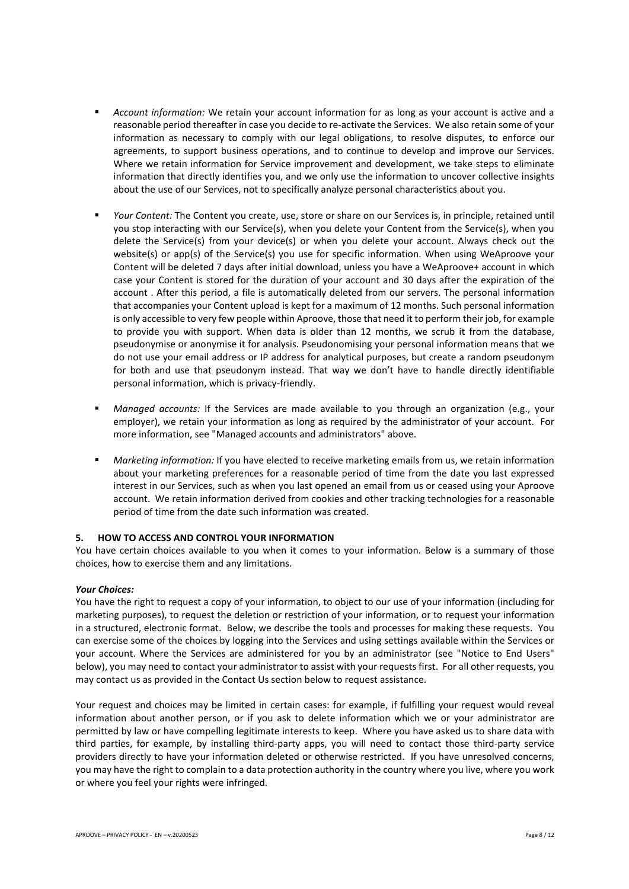- *Account information:* We retain your account information for as long as your account is active and a reasonable period thereafter in case you decide to re-activate the Services. We also retain some of your information as necessary to comply with our legal obligations, to resolve disputes, to enforce our agreements, to support business operations, and to continue to develop and improve our Services. Where we retain information for Service improvement and development, we take steps to eliminate information that directly identifies you, and we only use the information to uncover collective insights about the use of our Services, not to specifically analyze personal characteristics about you.

- *Your Content:* The Content you create, use, store or share on our Services is, in principle, retained until you stop interacting with our Service(s), when you delete your Content from the Service(s), when you delete the Service(s) from your device(s) or when you delete your account. Always check out the website(s) or app(s) of the Service(s) you use for specific information. When using WeAproove your Content will be deleted 7 days after initial download, unless you have a WeAproove+ account in which case your Content is stored for the duration of your account and 30 days after the expiration of the account . After this period, a file is automatically deleted from our servers. The personal information that accompanies your Content upload is kept for a maximum of 12 months. Such personal information is only accessible to very few people within Aproove, those that need it to perform their job, for example to provide you with support. When data is older than 12 months, we scrub it from the database, pseudonymise or anonymise it for analysis. Pseudonomising your personal information means that we do not use your email address or IP address for analytical purposes, but create a random pseudonym for both and use that pseudonym instead. That way we don't have to handle directly identifiable personal information, which is privacy-friendly.

- *Managed accounts:* If the Services are made available to you through an organization (e.g., your employer), we retain your information as long as required by the administrator of your account. For more information, see "Managed accounts and administrators" above.

- *Marketing information:* If you have elected to receive marketing emails from us, we retain information about your marketing preferences for a reasonable period of time from the date you last expressed interest in our Services, such as when you last opened an email from us or ceased using your Aproove account. We retain information derived from cookies and other tracking technologies for a reasonable period of time from the date such information was created.

## 5. HOW TO ACCESS AND CONTROL YOUR INFORMATION

You have certain choices available to you when it comes to your information. Below is a summary of those choices, how to exercise them and any limitations.

***Your Choices:***

You have the right to request a copy of your information, to object to our use of your information (including for marketing purposes), to request the deletion or restriction of your information, or to request your information in a structured, electronic format. Below, we describe the tools and processes for making these requests. You can exercise some of the choices by logging into the Services and using settings available within the Services or your account. Where the Services are administered for you by an administrator (see "Notice to End Users" below), you may need to contact your administrator to assist with your requests first. For all other requests, you may contact us as provided in the Contact Us section below to request assistance.

Your request and choices may be limited in certain cases: for example, if fulfilling your request would reveal information about another person, or if you ask to delete information which we or your administrator are permitted by law or have compelling legitimate interests to keep. Where you have asked us to share data with third parties, for example, by installing third-party apps, you will need to contact those third-party service providers directly to have your information deleted or otherwise restricted. If you have unresolved concerns, you may have the right to complain to a data protection authority in the country where you live, where you work or where you feel your rights were infringed.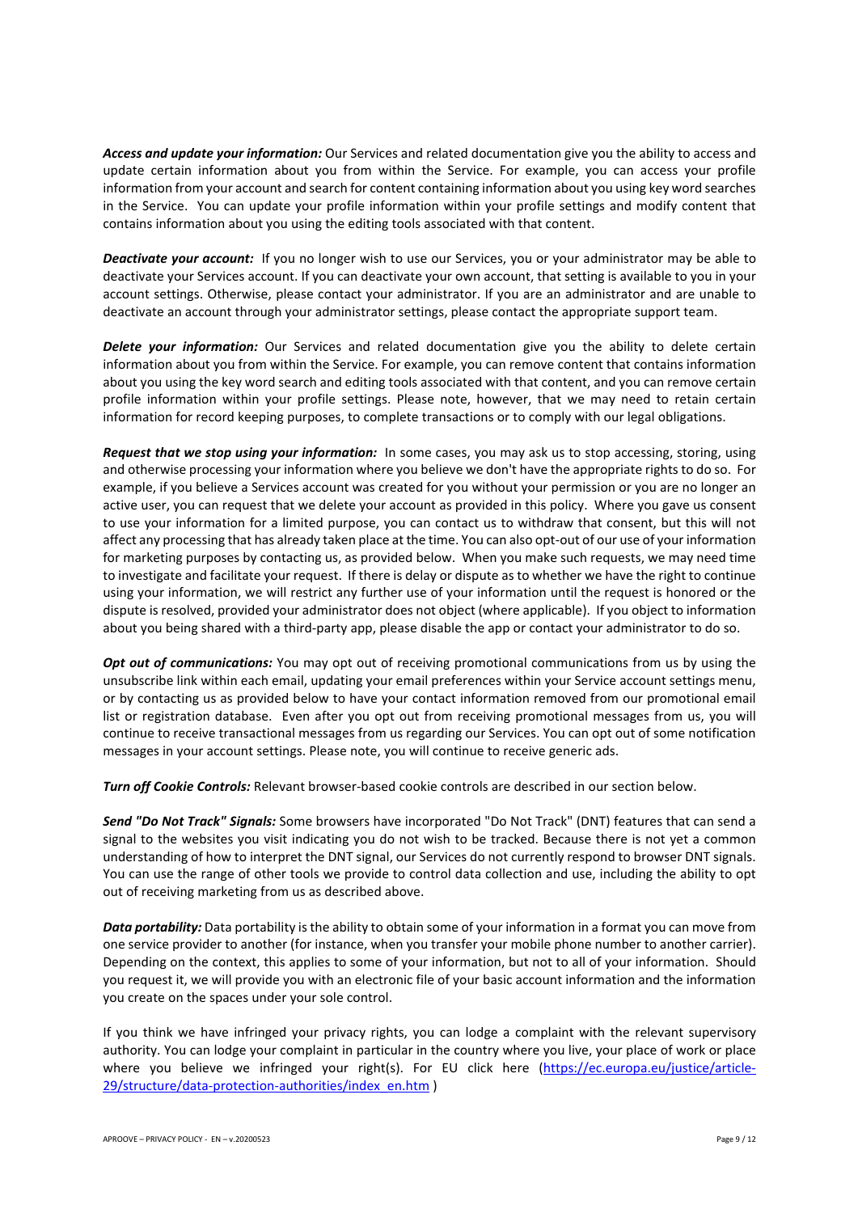***Access and update your information:*** Our Services and related documentation give you the ability to access and update certain information about you from within the Service. For example, you can access your profile information from your account and search for content containing information about you using key word searches in the Service. You can update your profile information within your profile settings and modify content that contains information about you using the editing tools associated with that content.

***Deactivate your account:*** If you no longer wish to use our Services, you or your administrator may be able to deactivate your Services account. If you can deactivate your own account, that setting is available to you in your account settings. Otherwise, please contact your administrator. If you are an administrator and are unable to deactivate an account through your administrator settings, please contact the appropriate support team.

***Delete your information:*** Our Services and related documentation give you the ability to delete certain information about you from within the Service. For example, you can remove content that contains information about you using the key word search and editing tools associated with that content, and you can remove certain profile information within your profile settings. Please note, however, that we may need to retain certain information for record keeping purposes, to complete transactions or to comply with our legal obligations.

***Request that we stop using your information:*** In some cases, you may ask us to stop accessing, storing, using and otherwise processing your information where you believe we don't have the appropriate rights to do so. For example, if you believe a Services account was created for you without your permission or you are no longer an active user, you can request that we delete your account as provided in this policy. Where you gave us consent to use your information for a limited purpose, you can contact us to withdraw that consent, but this will not affect any processing that has already taken place at the time. You can also opt-out of our use of your information for marketing purposes by contacting us, as provided below. When you make such requests, we may need time to investigate and facilitate your request. If there is delay or dispute as to whether we have the right to continue using your information, we will restrict any further use of your information until the request is honored or the dispute is resolved, provided your administrator does not object (where applicable). If you object to information about you being shared with a third-party app, please disable the app or contact your administrator to do so.

***Opt out of communications:*** You may opt out of receiving promotional communications from us by using the unsubscribe link within each email, updating your email preferences within your Service account settings menu, or by contacting us as provided below to have your contact information removed from our promotional email list or registration database. Even after you opt out from receiving promotional messages from us, you will continue to receive transactional messages from us regarding our Services. You can opt out of some notification messages in your account settings. Please note, you will continue to receive generic ads.

***Turn off Cookie Controls:*** Relevant browser-based cookie controls are described in our section below.

***Send "Do Not Track" Signals:*** Some browsers have incorporated "Do Not Track" (DNT) features that can send a signal to the websites you visit indicating you do not wish to be tracked. Because there is not yet a common understanding of how to interpret the DNT signal, our Services do not currently respond to browser DNT signals. You can use the range of other tools we provide to control data collection and use, including the ability to opt out of receiving marketing from us as described above.

***Data portability:*** Data portability is the ability to obtain some of your information in a format you can move from one service provider to another (for instance, when you transfer your mobile phone number to another carrier). Depending on the context, this applies to some of your information, but not to all of your information. Should you request it, we will provide you with an electronic file of your basic account information and the information you create on the spaces under your sole control.

If you think we have infringed your privacy rights, you can lodge a complaint with the relevant supervisory authority. You can lodge your complaint in particular in the country where you live, your place of work or place where you believe we infringed your right(s). For EU click here (https://ec.europa.eu/justice/article-29/structure/data-protection-authorities/index_en.htm )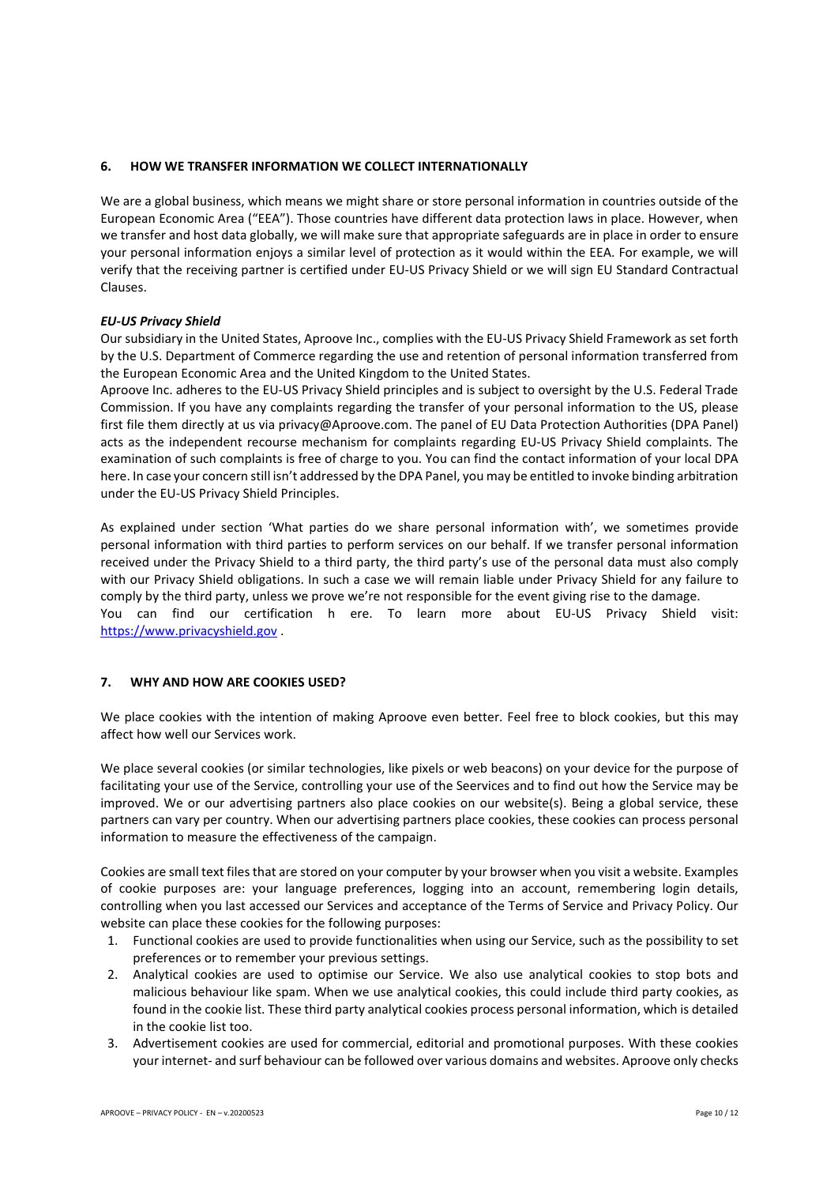## 6. HOW WE TRANSFER INFORMATION WE COLLECT INTERNATIONALLY

We are a global business, which means we might share or store personal information in countries outside of the European Economic Area ("EEA"). Those countries have different data protection laws in place. However, when we transfer and host data globally, we will make sure that appropriate safeguards are in place in order to ensure your personal information enjoys a similar level of protection as it would within the EEA. For example, we will verify that the receiving partner is certified under EU-US Privacy Shield or we will sign EU Standard Contractual Clauses.

***EU-US Privacy Shield***

Our subsidiary in the United States, Aproove Inc., complies with the EU-US Privacy Shield Framework as set forth by the U.S. Department of Commerce regarding the use and retention of personal information transferred from the European Economic Area and the United Kingdom to the United States.

Aproove Inc. adheres to the EU-US Privacy Shield principles and is subject to oversight by the U.S. Federal Trade Commission. If you have any complaints regarding the transfer of your personal information to the US, please first file them directly at us via privacy@Aproove.com. The panel of EU Data Protection Authorities (DPA Panel) acts as the independent recourse mechanism for complaints regarding EU-US Privacy Shield complaints. The examination of such complaints is free of charge to you. You can find the contact information of your local DPA here. In case your concern still isn't addressed by the DPA Panel, you may be entitled to invoke binding arbitration under the EU-US Privacy Shield Principles.

As explained under section 'What parties do we share personal information with', we sometimes provide personal information with third parties to perform services on our behalf. If we transfer personal information received under the Privacy Shield to a third party, the third party's use of the personal data must also comply with our Privacy Shield obligations. In such a case we will remain liable under Privacy Shield for any failure to comply by the third party, unless we prove we're not responsible for the event giving rise to the damage.

You can find our certification h ere. To learn more about EU-US Privacy Shield visit: [https://www.privacyshield.gov](https://www.privacyshield.gov) .

## 7. WHY AND HOW ARE COOKIES USED?

We place cookies with the intention of making Aproove even better. Feel free to block cookies, but this may affect how well our Services work.

We place several cookies (or similar technologies, like pixels or web beacons) on your device for the purpose of facilitating your use of the Service, controlling your use of the Seervices and to find out how the Service may be improved. We or our advertising partners also place cookies on our website(s). Being a global service, these partners can vary per country. When our advertising partners place cookies, these cookies can process personal information to measure the effectiveness of the campaign.

Cookies are small text files that are stored on your computer by your browser when you visit a website. Examples of cookie purposes are: your language preferences, logging into an account, remembering login details, controlling when you last accessed our Services and acceptance of the Terms of Service and Privacy Policy. Our website can place these cookies for the following purposes:

1. Functional cookies are used to provide functionalities when using our Service, such as the possibility to set preferences or to remember your previous settings.
2. Analytical cookies are used to optimise our Service. We also use analytical cookies to stop bots and malicious behaviour like spam. When we use analytical cookies, this could include third party cookies, as found in the cookie list. These third party analytical cookies process personal information, which is detailed in the cookie list too.
3. Advertisement cookies are used for commercial, editorial and promotional purposes. With these cookies your internet- and surf behaviour can be followed over various domains and websites. Aproove only checks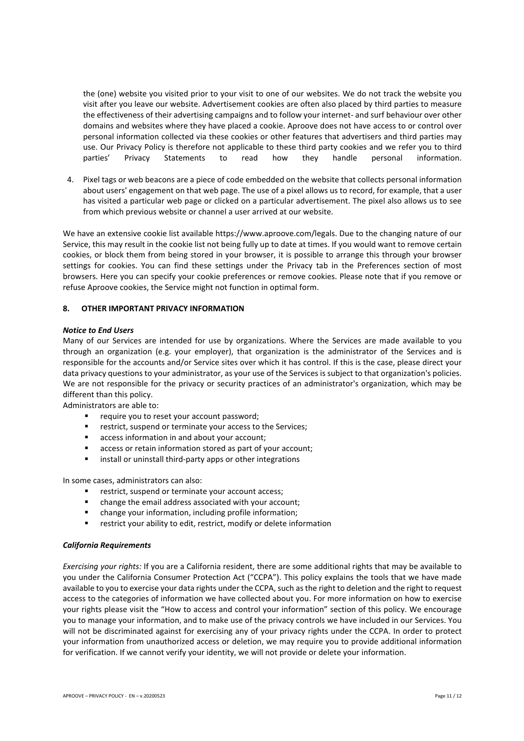the (one) website you visited prior to your visit to one of our websites. We do not track the website you visit after you leave our website. Advertisement cookies are often also placed by third parties to measure the effectiveness of their advertising campaigns and to follow your internet- and surf behaviour over other domains and websites where they have placed a cookie. Aproove does not have access to or control over personal information collected via these cookies or other features that advertisers and third parties may use. Our Privacy Policy is therefore not applicable to these third party cookies and we refer you to third parties' Privacy Statements to read how they handle personal information.

4. Pixel tags or web beacons are a piece of code embedded on the website that collects personal information about users' engagement on that web page. The use of a pixel allows us to record, for example, that a user has visited a particular web page or clicked on a particular advertisement. The pixel also allows us to see from which previous website or channel a user arrived at our website.

We have an extensive cookie list available https://www.aproove.com/legals. Due to the changing nature of our Service, this may result in the cookie list not being fully up to date at times. If you would want to remove certain cookies, or block them from being stored in your browser, it is possible to arrange this through your browser settings for cookies. You can find these settings under the Privacy tab in the Preferences section of most browsers. Here you can specify your cookie preferences or remove cookies. Please note that if you remove or refuse Aproove cookies, the Service might not function in optimal form.

## 8. OTHER IMPORTANT PRIVACY INFORMATION

***Notice to End Users***

Many of our Services are intended for use by organizations. Where the Services are made available to you through an organization (e.g. your employer), that organization is the administrator of the Services and is responsible for the accounts and/or Service sites over which it has control. If this is the case, please direct your data privacy questions to your administrator, as your use of the Services is subject to that organization's policies. We are not responsible for the privacy or security practices of an administrator's organization, which may be different than this policy.

Administrators are able to:

- require you to reset your account password;
- restrict, suspend or terminate your access to the Services;
- access information in and about your account;
- access or retain information stored as part of your account;
- install or uninstall third-party apps or other integrations

In some cases, administrators can also:

- restrict, suspend or terminate your account access;
- change the email address associated with your account;
- change your information, including profile information;
- restrict your ability to edit, restrict, modify or delete information

***California Requirements***

*Exercising your rights:* If you are a California resident, there are some additional rights that may be available to you under the California Consumer Protection Act ("CCPA"). This policy explains the tools that we have made available to you to exercise your data rights under the CCPA, such as the right to deletion and the right to request access to the categories of information we have collected about you. For more information on how to exercise your rights please visit the "How to access and control your information" section of this policy. We encourage you to manage your information, and to make use of the privacy controls we have included in our Services. You will not be discriminated against for exercising any of your privacy rights under the CCPA. In order to protect your information from unauthorized access or deletion, we may require you to provide additional information for verification. If we cannot verify your identity, we will not provide or delete your information.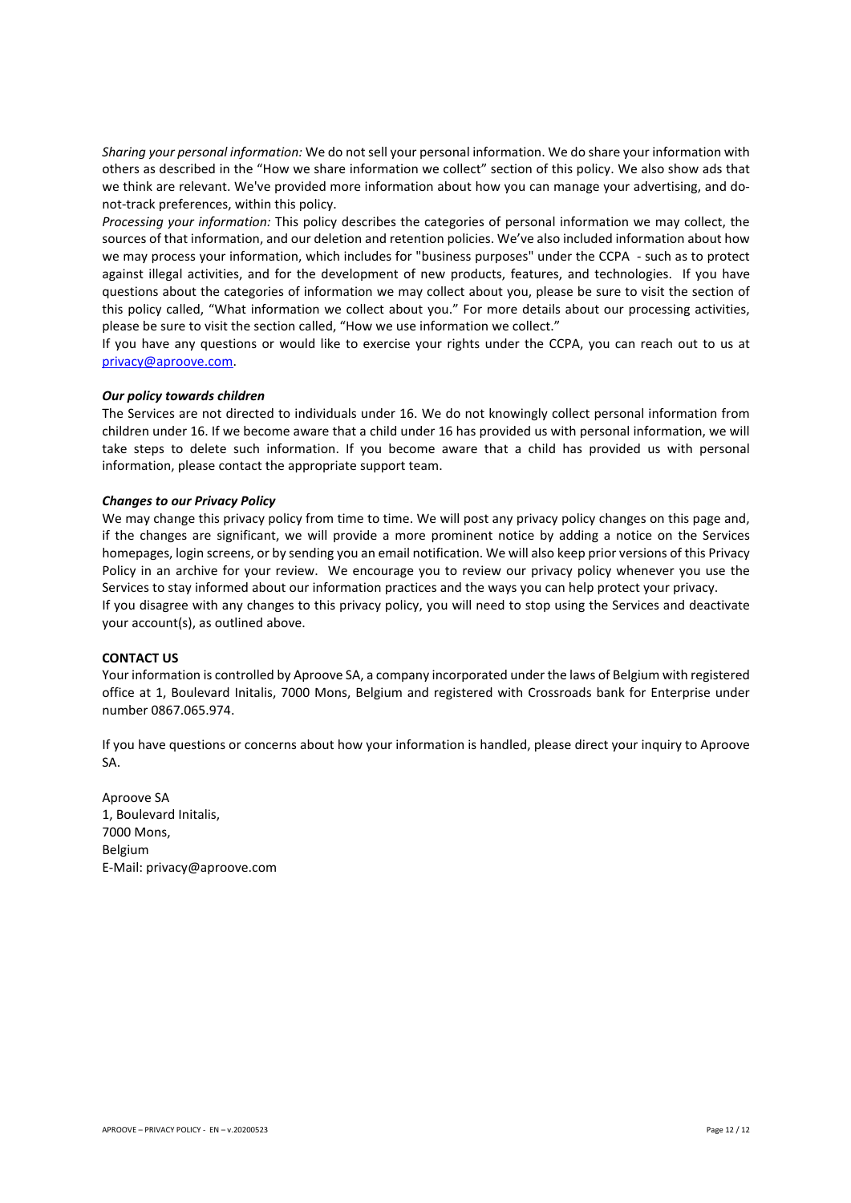*Sharing your personal information:* We do not sell your personal information. We do share your information with others as described in the "How we share information we collect" section of this policy. We also show ads that we think are relevant. We've provided more information about how you can manage your advertising, and do-not-track preferences, within this policy.

*Processing your information:* This policy describes the categories of personal information we may collect, the sources of that information, and our deletion and retention policies. We've also included information about how we may process your information, which includes for "business purposes" under the CCPA - such as to protect against illegal activities, and for the development of new products, features, and technologies. If you have questions about the categories of information we may collect about you, please be sure to visit the section of this policy called, "What information we collect about you." For more details about our processing activities, please be sure to visit the section called, "How we use information we collect."

If you have any questions or would like to exercise your rights under the CCPA, you can reach out to us at [privacy@aproove.com](mailto:privacy@aproove.com).

***Our policy towards children***

The Services are not directed to individuals under 16. We do not knowingly collect personal information from children under 16. If we become aware that a child under 16 has provided us with personal information, we will take steps to delete such information. If you become aware that a child has provided us with personal information, please contact the appropriate support team.

***Changes to our Privacy Policy***

We may change this privacy policy from time to time. We will post any privacy policy changes on this page and, if the changes are significant, we will provide a more prominent notice by adding a notice on the Services homepages, login screens, or by sending you an email notification. We will also keep prior versions of this Privacy Policy in an archive for your review. We encourage you to review our privacy policy whenever you use the Services to stay informed about our information practices and the ways you can help protect your privacy.

If you disagree with any changes to this privacy policy, you will need to stop using the Services and deactivate your account(s), as outlined above.

**CONTACT US**

Your information is controlled by Aproove SA, a company incorporated under the laws of Belgium with registered office at 1, Boulevard Initalis, 7000 Mons, Belgium and registered with Crossroads bank for Enterprise under number 0867.065.974.

If you have questions or concerns about how your information is handled, please direct your inquiry to Aproove SA.

Aproove SA
1, Boulevard Initalis,
7000 Mons,
Belgium
E-Mail: privacy@aproove.com